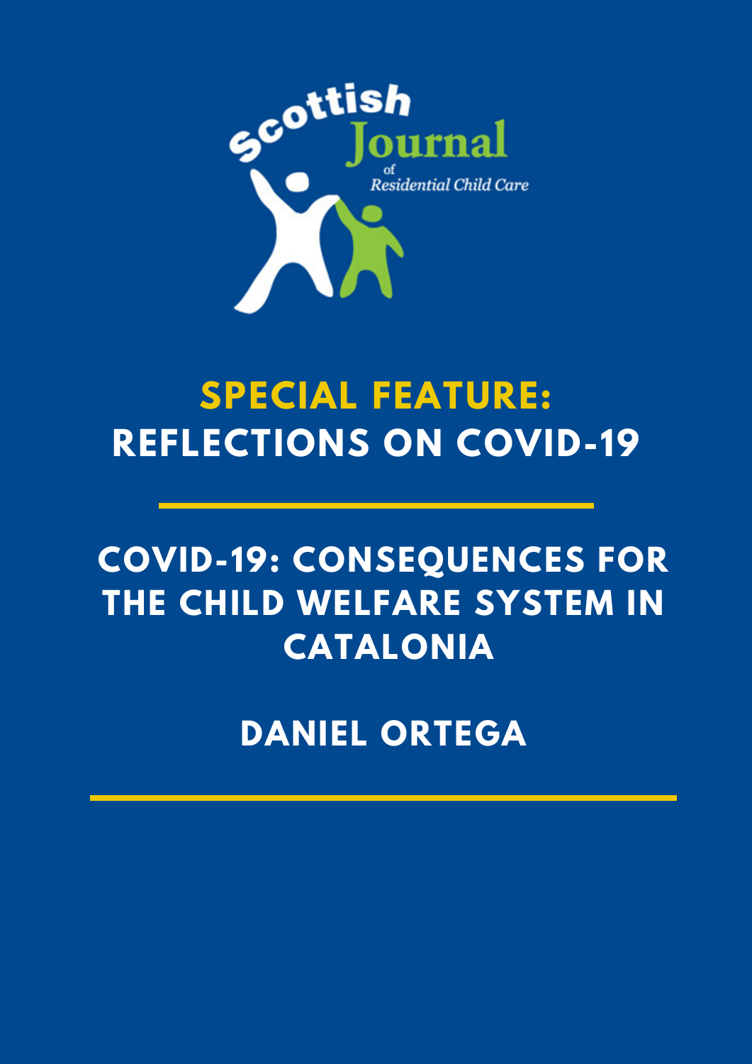Scottish Journal of Residential Child Care

# SPECIAL FEATURE: REFLECTIONS ON COVID-19

# COVID-19: CONSEQUENCES FOR THE CHILD WELFARE SYSTEM IN CATALONIA

## DANIEL ORTEGA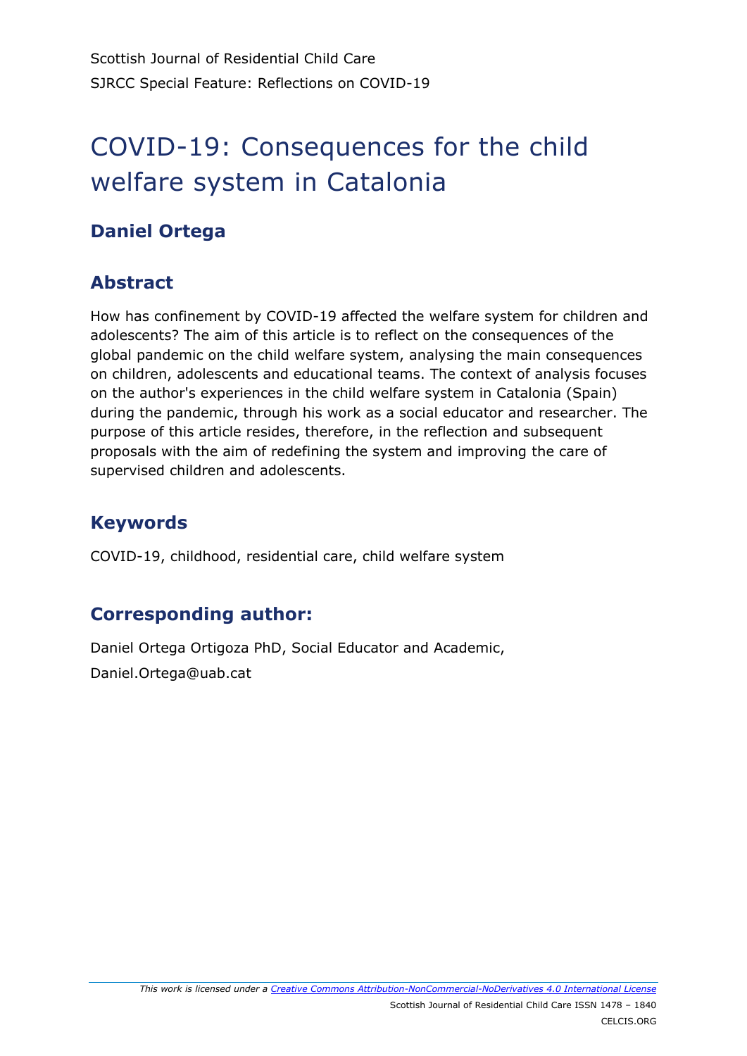# COVID-19: Consequences for the child welfare system in Catalonia

## Daniel Ortega

## Abstract

How has confinement by COVID-19 affected the welfare system for children and adolescents? The aim of this article is to reflect on the consequences of the global pandemic on the child welfare system, analysing the main consequences on children, adolescents and educational teams. The context of analysis focuses on the author's experiences in the child welfare system in Catalonia (Spain) during the pandemic, through his work as a social educator and researcher. The purpose of this article resides, therefore, in the reflection and subsequent proposals with the aim of redefining the system and improving the care of supervised children and adolescents.

## Keywords

COVID-19, childhood, residential care, child welfare system

## Corresponding author:

Daniel Ortega Ortigoza PhD, Social Educator and Academic,
Daniel.Ortega@uab.cat

*This work is licensed under a Creative Commons Attribution-NonCommercial-NoDerivatives 4.0 International License*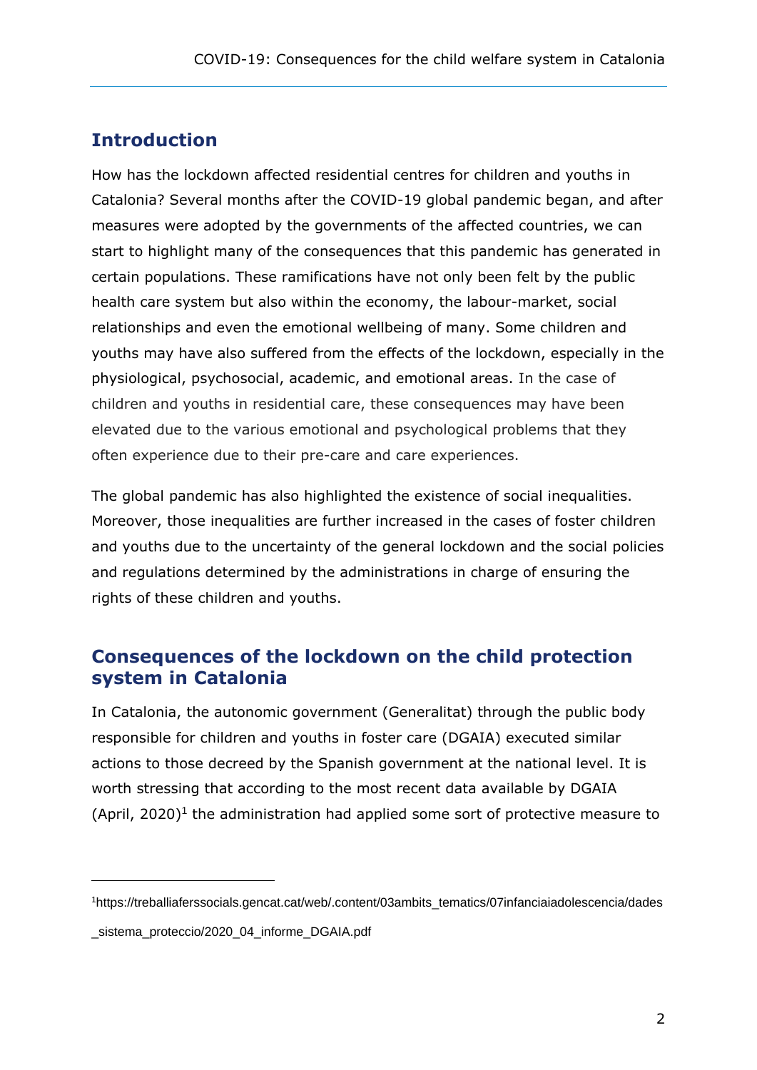## Introduction

How has the lockdown affected residential centres for children and youths in Catalonia? Several months after the COVID-19 global pandemic began, and after measures were adopted by the governments of the affected countries, we can start to highlight many of the consequences that this pandemic has generated in certain populations. These ramifications have not only been felt by the public health care system but also within the economy, the labour-market, social relationships and even the emotional wellbeing of many. Some children and youths may have also suffered from the effects of the lockdown, especially in the physiological, psychosocial, academic, and emotional areas. In the case of children and youths in residential care, these consequences may have been elevated due to the various emotional and psychological problems that they often experience due to their pre-care and care experiences.

The global pandemic has also highlighted the existence of social inequalities. Moreover, those inequalities are further increased in the cases of foster children and youths due to the uncertainty of the general lockdown and the social policies and regulations determined by the administrations in charge of ensuring the rights of these children and youths.

## Consequences of the lockdown on the child protection system in Catalonia

In Catalonia, the autonomic government (Generalitat) through the public body responsible for children and youths in foster care (DGAIA) executed similar actions to those decreed by the Spanish government at the national level. It is worth stressing that according to the most recent data available by DGAIA (April, 2020)[1] the administration had applied some sort of protective measure to

[1] https://treballiaferssocials.gencat.cat/web/.content/03ambits_tematics/07infanciaiadolescencia/dades_sistema_proteccio/2020_04_informe_DGAIA.pdf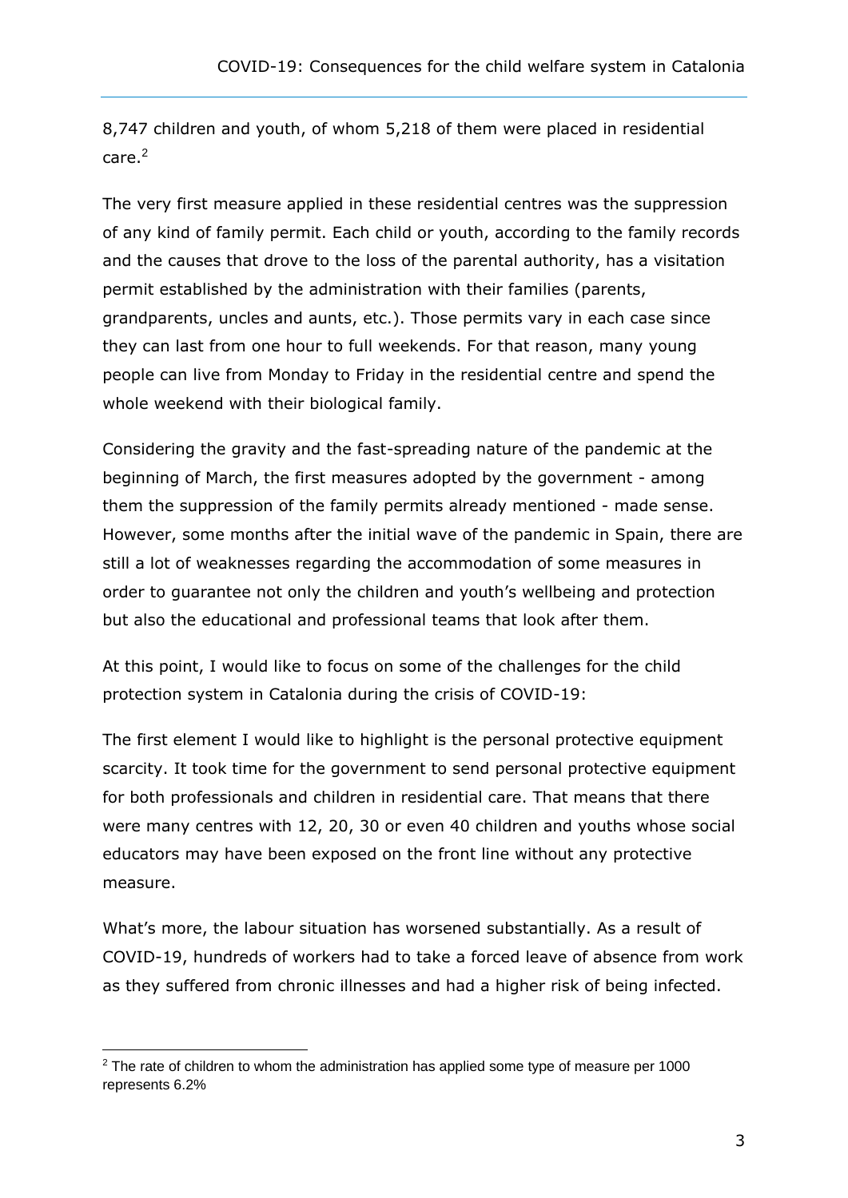8,747 children and youth, of whom 5,218 of them were placed in residential care.[2]

The very first measure applied in these residential centres was the suppression of any kind of family permit. Each child or youth, according to the family records and the causes that drove to the loss of the parental authority, has a visitation permit established by the administration with their families (parents, grandparents, uncles and aunts, etc.). Those permits vary in each case since they can last from one hour to full weekends. For that reason, many young people can live from Monday to Friday in the residential centre and spend the whole weekend with their biological family.

Considering the gravity and the fast-spreading nature of the pandemic at the beginning of March, the first measures adopted by the government - among them the suppression of the family permits already mentioned - made sense. However, some months after the initial wave of the pandemic in Spain, there are still a lot of weaknesses regarding the accommodation of some measures in order to guarantee not only the children and youth's wellbeing and protection but also the educational and professional teams that look after them.

At this point, I would like to focus on some of the challenges for the child protection system in Catalonia during the crisis of COVID-19:

The first element I would like to highlight is the personal protective equipment scarcity. It took time for the government to send personal protective equipment for both professionals and children in residential care. That means that there were many centres with 12, 20, 30 or even 40 children and youths whose social educators may have been exposed on the front line without any protective measure.

What's more, the labour situation has worsened substantially. As a result of COVID-19, hundreds of workers had to take a forced leave of absence from work as they suffered from chronic illnesses and had a higher risk of being infected.

[2] The rate of children to whom the administration has applied some type of measure per 1000 represents 6.2%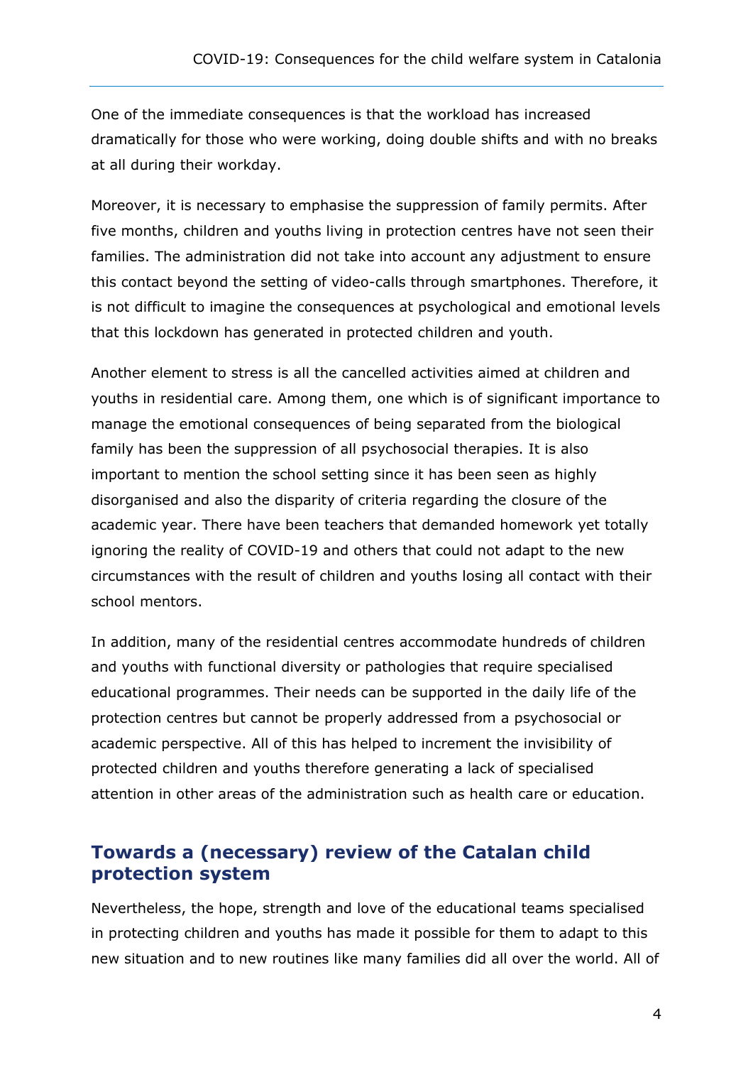One of the immediate consequences is that the workload has increased dramatically for those who were working, doing double shifts and with no breaks at all during their workday.

Moreover, it is necessary to emphasise the suppression of family permits. After five months, children and youths living in protection centres have not seen their families. The administration did not take into account any adjustment to ensure this contact beyond the setting of video-calls through smartphones. Therefore, it is not difficult to imagine the consequences at psychological and emotional levels that this lockdown has generated in protected children and youth.

Another element to stress is all the cancelled activities aimed at children and youths in residential care. Among them, one which is of significant importance to manage the emotional consequences of being separated from the biological family has been the suppression of all psychosocial therapies. It is also important to mention the school setting since it has been seen as highly disorganised and also the disparity of criteria regarding the closure of the academic year. There have been teachers that demanded homework yet totally ignoring the reality of COVID-19 and others that could not adapt to the new circumstances with the result of children and youths losing all contact with their school mentors.

In addition, many of the residential centres accommodate hundreds of children and youths with functional diversity or pathologies that require specialised educational programmes. Their needs can be supported in the daily life of the protection centres but cannot be properly addressed from a psychosocial or academic perspective. All of this has helped to increment the invisibility of protected children and youths therefore generating a lack of specialised attention in other areas of the administration such as health care or education.

## Towards a (necessary) review of the Catalan child protection system

Nevertheless, the hope, strength and love of the educational teams specialised in protecting children and youths has made it possible for them to adapt to this new situation and to new routines like many families did all over the world. All of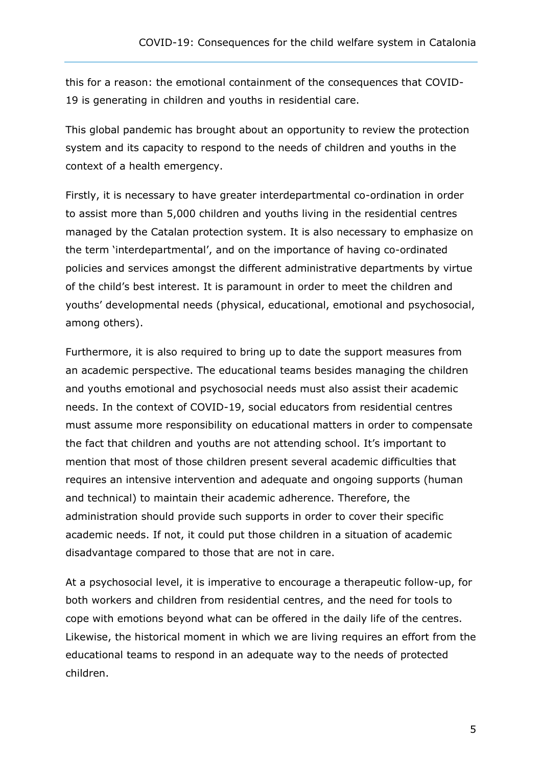this for a reason: the emotional containment of the consequences that COVID-19 is generating in children and youths in residential care.

This global pandemic has brought about an opportunity to review the protection system and its capacity to respond to the needs of children and youths in the context of a health emergency.

Firstly, it is necessary to have greater interdepartmental co-ordination in order to assist more than 5,000 children and youths living in the residential centres managed by the Catalan protection system. It is also necessary to emphasize on the term 'interdepartmental', and on the importance of having co-ordinated policies and services amongst the different administrative departments by virtue of the child's best interest. It is paramount in order to meet the children and youths' developmental needs (physical, educational, emotional and psychosocial, among others).

Furthermore, it is also required to bring up to date the support measures from an academic perspective. The educational teams besides managing the children and youths emotional and psychosocial needs must also assist their academic needs. In the context of COVID-19, social educators from residential centres must assume more responsibility on educational matters in order to compensate the fact that children and youths are not attending school. It's important to mention that most of those children present several academic difficulties that requires an intensive intervention and adequate and ongoing supports (human and technical) to maintain their academic adherence. Therefore, the administration should provide such supports in order to cover their specific academic needs. If not, it could put those children in a situation of academic disadvantage compared to those that are not in care.

At a psychosocial level, it is imperative to encourage a therapeutic follow-up, for both workers and children from residential centres, and the need for tools to cope with emotions beyond what can be offered in the daily life of the centres. Likewise, the historical moment in which we are living requires an effort from the educational teams to respond in an adequate way to the needs of protected children.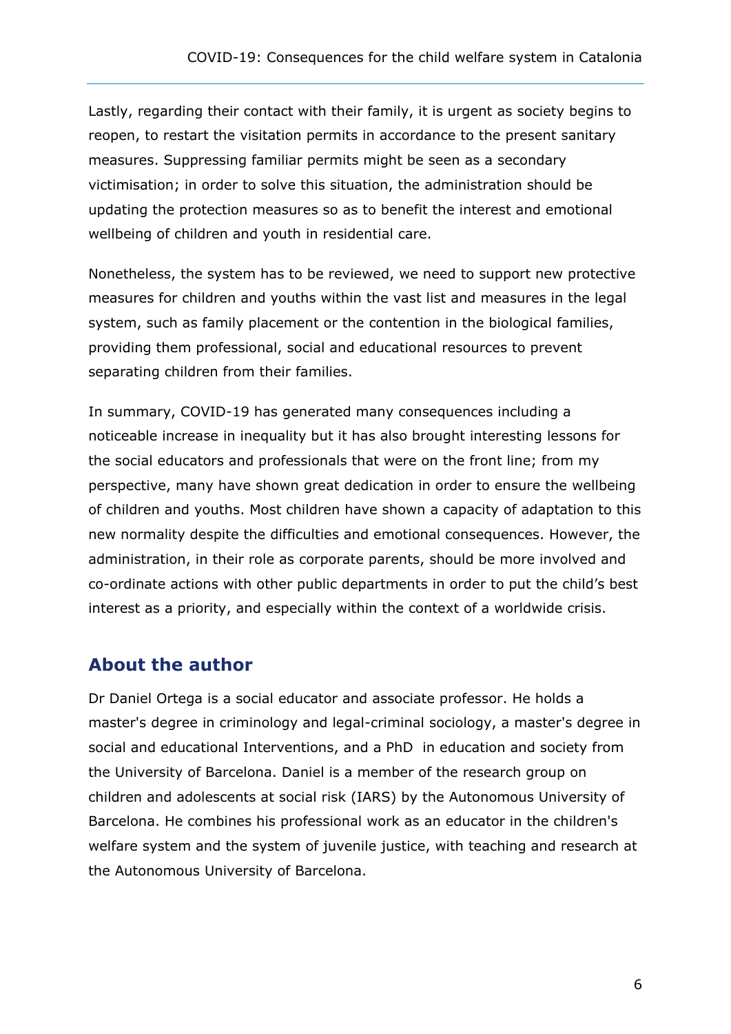Lastly, regarding their contact with their family, it is urgent as society begins to reopen, to restart the visitation permits in accordance to the present sanitary measures. Suppressing familiar permits might be seen as a secondary victimisation; in order to solve this situation, the administration should be updating the protection measures so as to benefit the interest and emotional wellbeing of children and youth in residential care.

Nonetheless, the system has to be reviewed, we need to support new protective measures for children and youths within the vast list and measures in the legal system, such as family placement or the contention in the biological families, providing them professional, social and educational resources to prevent separating children from their families.

In summary, COVID-19 has generated many consequences including a noticeable increase in inequality but it has also brought interesting lessons for the social educators and professionals that were on the front line; from my perspective, many have shown great dedication in order to ensure the wellbeing of children and youths. Most children have shown a capacity of adaptation to this new normality despite the difficulties and emotional consequences. However, the administration, in their role as corporate parents, should be more involved and co-ordinate actions with other public departments in order to put the child's best interest as a priority, and especially within the context of a worldwide crisis.

## About the author

Dr Daniel Ortega is a social educator and associate professor. He holds a master's degree in criminology and legal-criminal sociology, a master's degree in social and educational Interventions, and a PhD in education and society from the University of Barcelona. Daniel is a member of the research group on children and adolescents at social risk (IARS) by the Autonomous University of Barcelona. He combines his professional work as an educator in the children's welfare system and the system of juvenile justice, with teaching and research at the Autonomous University of Barcelona.